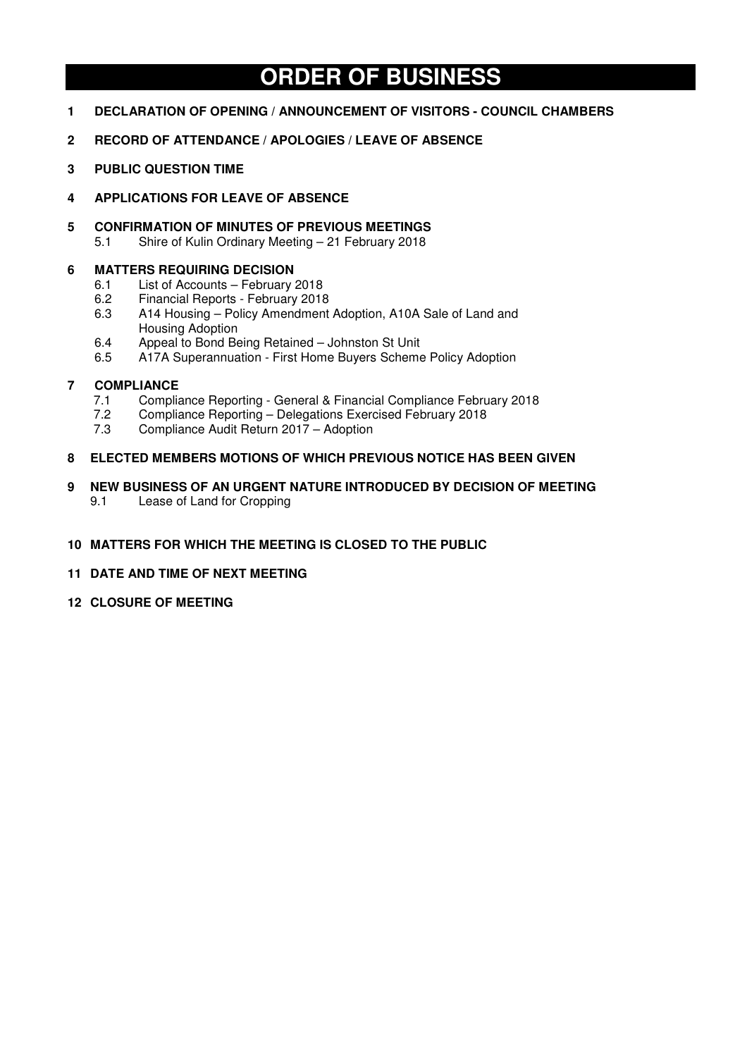# ORDER OF BUSINESS

**1 DECLARATION OF OPENING / ANNOUNCEMENT OF VISITORS - COUNCIL CHAMBERS**

**2 RECORD OF ATTENDANCE / APOLOGIES / LEAVE OF ABSENCE**

**3 PUBLIC QUESTION TIME**

**4 APPLICATIONS FOR LEAVE OF ABSENCE**

**5 CONFIRMATION OF MINUTES OF PREVIOUS MEETINGS**

5.1 Shire of Kulin Ordinary Meeting – 21 February 2018

**6 MATTERS REQUIRING DECISION**

6.1 List of Accounts – February 2018
6.2 Financial Reports - February 2018
6.3 A14 Housing – Policy Amendment Adoption, A10A Sale of Land and Housing Adoption
6.4 Appeal to Bond Being Retained – Johnston St Unit
6.5 A17A Superannuation - First Home Buyers Scheme Policy Adoption

**7 COMPLIANCE**

7.1 Compliance Reporting - General & Financial Compliance February 2018
7.2 Compliance Reporting – Delegations Exercised February 2018
7.3 Compliance Audit Return 2017 – Adoption

**8 ELECTED MEMBERS MOTIONS OF WHICH PREVIOUS NOTICE HAS BEEN GIVEN**

**9 NEW BUSINESS OF AN URGENT NATURE INTRODUCED BY DECISION OF MEETING**

9.1 Lease of Land for Cropping

**10 MATTERS FOR WHICH THE MEETING IS CLOSED TO THE PUBLIC**

**11 DATE AND TIME OF NEXT MEETING**

**12 CLOSURE OF MEETING**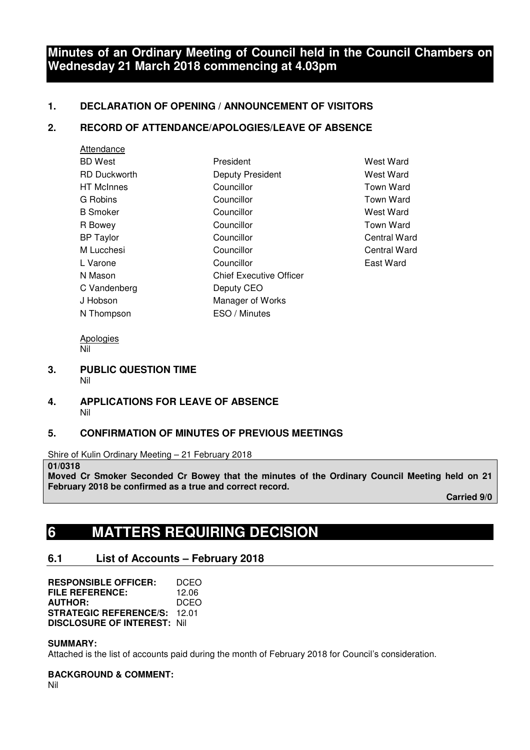# Minutes of an Ordinary Meeting of Council held in the Council Chambers on Wednesday 21 March 2018 commencing at 4.03pm

## 1. DECLARATION OF OPENING / ANNOUNCEMENT OF VISITORS

## 2. RECORD OF ATTENDANCE/APOLOGIES/LEAVE OF ABSENCE

Attendance

| | | |
|---|---|---|
| BD West | President | West Ward |
| RD Duckworth | Deputy President | West Ward |
| HT McInnes | Councillor | Town Ward |
| G Robins | Councillor | Town Ward |
| B Smoker | Councillor | West Ward |
| R Bowey | Councillor | Town Ward |
| BP Taylor | Councillor | Central Ward |
| M Lucchesi | Councillor | Central Ward |
| L Varone | Councillor | East Ward |
| N Mason | Chief Executive Officer | |
| C Vandenberg | Deputy CEO | |
| J Hobson | Manager of Works | |
| N Thompson | ESO / Minutes | |

Apologies
Nil

## 3. PUBLIC QUESTION TIME
Nil

## 4. APPLICATIONS FOR LEAVE OF ABSENCE
Nil

## 5. CONFIRMATION OF MINUTES OF PREVIOUS MEETINGS

Shire of Kulin Ordinary Meeting – 21 February 2018

**01/0318**
**Moved Cr Smoker Seconded Cr Bowey that the minutes of the Ordinary Council Meeting held on 21 February 2018 be confirmed as a true and correct record.**

**Carried 9/0**

# 6 MATTERS REQUIRING DECISION

## 6.1 List of Accounts – February 2018

**RESPONSIBLE OFFICER:** DCEO
**FILE REFERENCE:** 12.06
**AUTHOR:** DCEO
**STRATEGIC REFERENCE/S:** 12.01
**DISCLOSURE OF INTEREST:** Nil

**SUMMARY:**
Attached is the list of accounts paid during the month of February 2018 for Council's consideration.

**BACKGROUND & COMMENT:**
Nil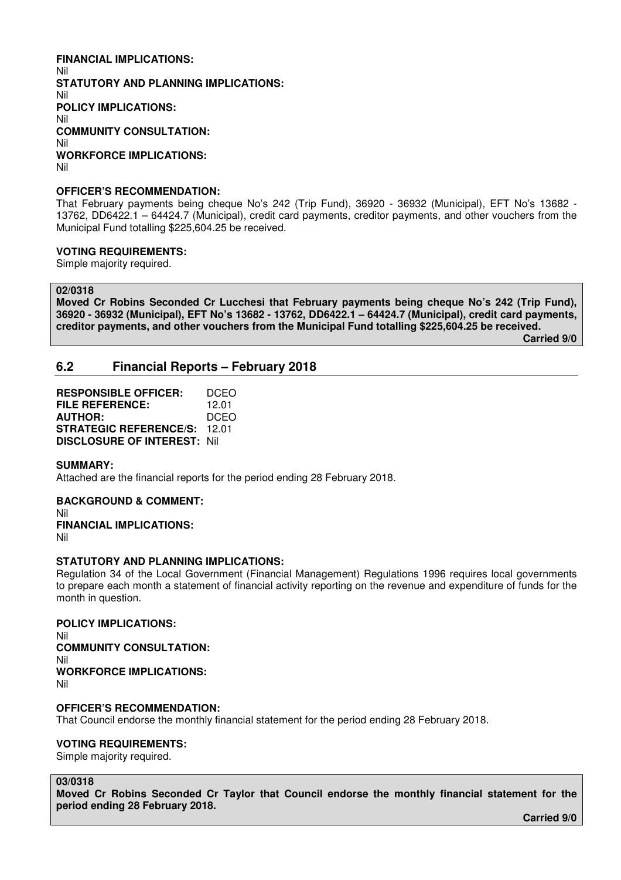**FINANCIAL IMPLICATIONS:**
Nil
**STATUTORY AND PLANNING IMPLICATIONS:**
Nil
**POLICY IMPLICATIONS:**
Nil
**COMMUNITY CONSULTATION:**
Nil
**WORKFORCE IMPLICATIONS:**
Nil

**OFFICER'S RECOMMENDATION:**
That February payments being cheque No's 242 (Trip Fund), 36920 - 36932 (Municipal), EFT No's 13682 - 13762, DD6422.1 – 64424.7 (Municipal), credit card payments, creditor payments, and other vouchers from the Municipal Fund totalling $225,604.25 be received.

**VOTING REQUIREMENTS:**
Simple majority required.

**02/0318**
**Moved Cr Robins Seconded Cr Lucchesi that February payments being cheque No's 242 (Trip Fund), 36920 - 36932 (Municipal), EFT No's 13682 - 13762, DD6422.1 – 64424.7 (Municipal), credit card payments, creditor payments, and other vouchers from the Municipal Fund totalling $225,604.25 be received.**
**Carried 9/0**

## 6.2 Financial Reports – February 2018

**RESPONSIBLE OFFICER:** DCEO
**FILE REFERENCE:** 12.01
**AUTHOR:** DCEO
**STRATEGIC REFERENCE/S:** 12.01
**DISCLOSURE OF INTEREST:** Nil

**SUMMARY:**
Attached are the financial reports for the period ending 28 February 2018.

**BACKGROUND & COMMENT:**
Nil
**FINANCIAL IMPLICATIONS:**
Nil

**STATUTORY AND PLANNING IMPLICATIONS:**
Regulation 34 of the Local Government (Financial Management) Regulations 1996 requires local governments to prepare each month a statement of financial activity reporting on the revenue and expenditure of funds for the month in question.

**POLICY IMPLICATIONS:**
Nil
**COMMUNITY CONSULTATION:**
Nil
**WORKFORCE IMPLICATIONS:**
Nil

**OFFICER'S RECOMMENDATION:**
That Council endorse the monthly financial statement for the period ending 28 February 2018.

**VOTING REQUIREMENTS:**
Simple majority required.

**03/0318**
**Moved Cr Robins Seconded Cr Taylor that Council endorse the monthly financial statement for the period ending 28 February 2018.**
**Carried 9/0**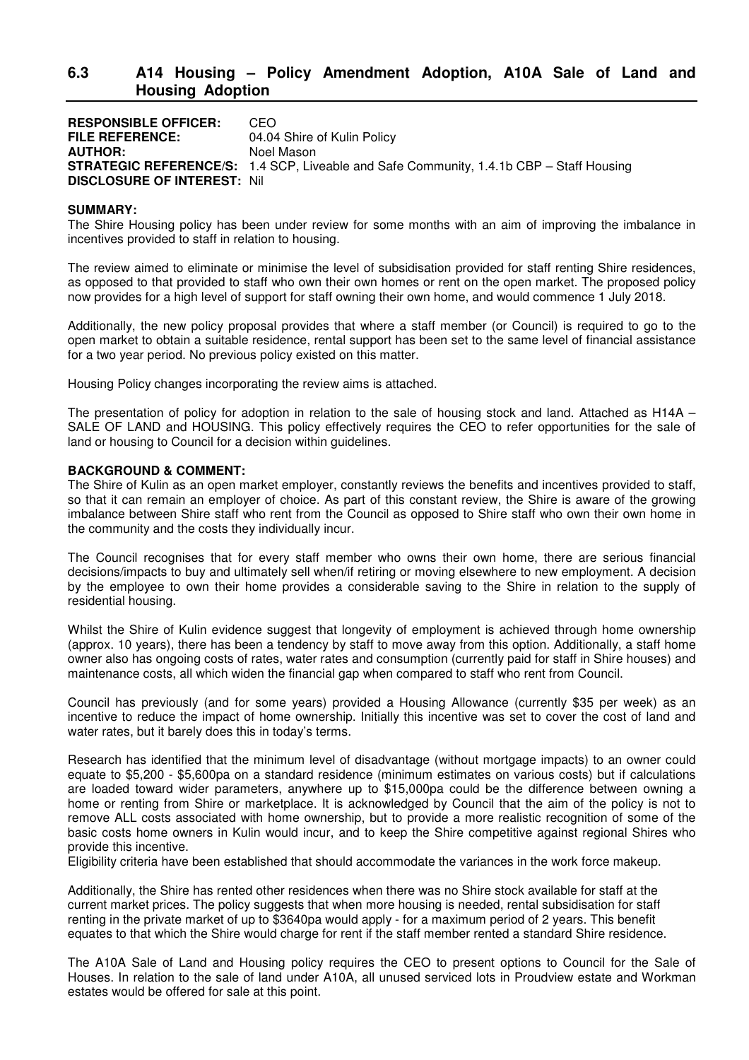## 6.3 A14 Housing – Policy Amendment Adoption, A10A Sale of Land and Housing Adoption

**RESPONSIBLE OFFICER:** CEO
**FILE REFERENCE:** 04.04 Shire of Kulin Policy
**AUTHOR:** Noel Mason
**STRATEGIC REFERENCE/S:** 1.4 SCP, Liveable and Safe Community, 1.4.1b CBP – Staff Housing
**DISCLOSURE OF INTEREST:** Nil

**SUMMARY:**

The Shire Housing policy has been under review for some months with an aim of improving the imbalance in incentives provided to staff in relation to housing.

The review aimed to eliminate or minimise the level of subsidisation provided for staff renting Shire residences, as opposed to that provided to staff who own their own homes or rent on the open market. The proposed policy now provides for a high level of support for staff owning their own home, and would commence 1 July 2018.

Additionally, the new policy proposal provides that where a staff member (or Council) is required to go to the open market to obtain a suitable residence, rental support has been set to the same level of financial assistance for a two year period. No previous policy existed on this matter.

Housing Policy changes incorporating the review aims is attached.

The presentation of policy for adoption in relation to the sale of housing stock and land. Attached as H14A – SALE OF LAND and HOUSING. This policy effectively requires the CEO to refer opportunities for the sale of land or housing to Council for a decision within guidelines.

**BACKGROUND & COMMENT:**

The Shire of Kulin as an open market employer, constantly reviews the benefits and incentives provided to staff, so that it can remain an employer of choice. As part of this constant review, the Shire is aware of the growing imbalance between Shire staff who rent from the Council as opposed to Shire staff who own their own home in the community and the costs they individually incur.

The Council recognises that for every staff member who owns their own home, there are serious financial decisions/impacts to buy and ultimately sell when/if retiring or moving elsewhere to new employment. A decision by the employee to own their home provides a considerable saving to the Shire in relation to the supply of residential housing.

Whilst the Shire of Kulin evidence suggest that longevity of employment is achieved through home ownership (approx. 10 years), there has been a tendency by staff to move away from this option. Additionally, a staff home owner also has ongoing costs of rates, water rates and consumption (currently paid for staff in Shire houses) and maintenance costs, all which widen the financial gap when compared to staff who rent from Council.

Council has previously (and for some years) provided a Housing Allowance (currently $35 per week) as an incentive to reduce the impact of home ownership. Initially this incentive was set to cover the cost of land and water rates, but it barely does this in today's terms.

Research has identified that the minimum level of disadvantage (without mortgage impacts) to an owner could equate to $5,200 - $5,600pa on a standard residence (minimum estimates on various costs) but if calculations are loaded toward wider parameters, anywhere up to $15,000pa could be the difference between owning a home or renting from Shire or marketplace. It is acknowledged by Council that the aim of the policy is not to remove ALL costs associated with home ownership, but to provide a more realistic recognition of some of the basic costs home owners in Kulin would incur, and to keep the Shire competitive against regional Shires who provide this incentive.
Eligibility criteria have been established that should accommodate the variances in the work force makeup.

Additionally, the Shire has rented other residences when there was no Shire stock available for staff at the current market prices. The policy suggests that when more housing is needed, rental subsidisation for staff renting in the private market of up to $3640pa would apply - for a maximum period of 2 years. This benefit equates to that which the Shire would charge for rent if the staff member rented a standard Shire residence.

The A10A Sale of Land and Housing policy requires the CEO to present options to Council for the Sale of Houses. In relation to the sale of land under A10A, all unused serviced lots in Proudview estate and Workman estates would be offered for sale at this point.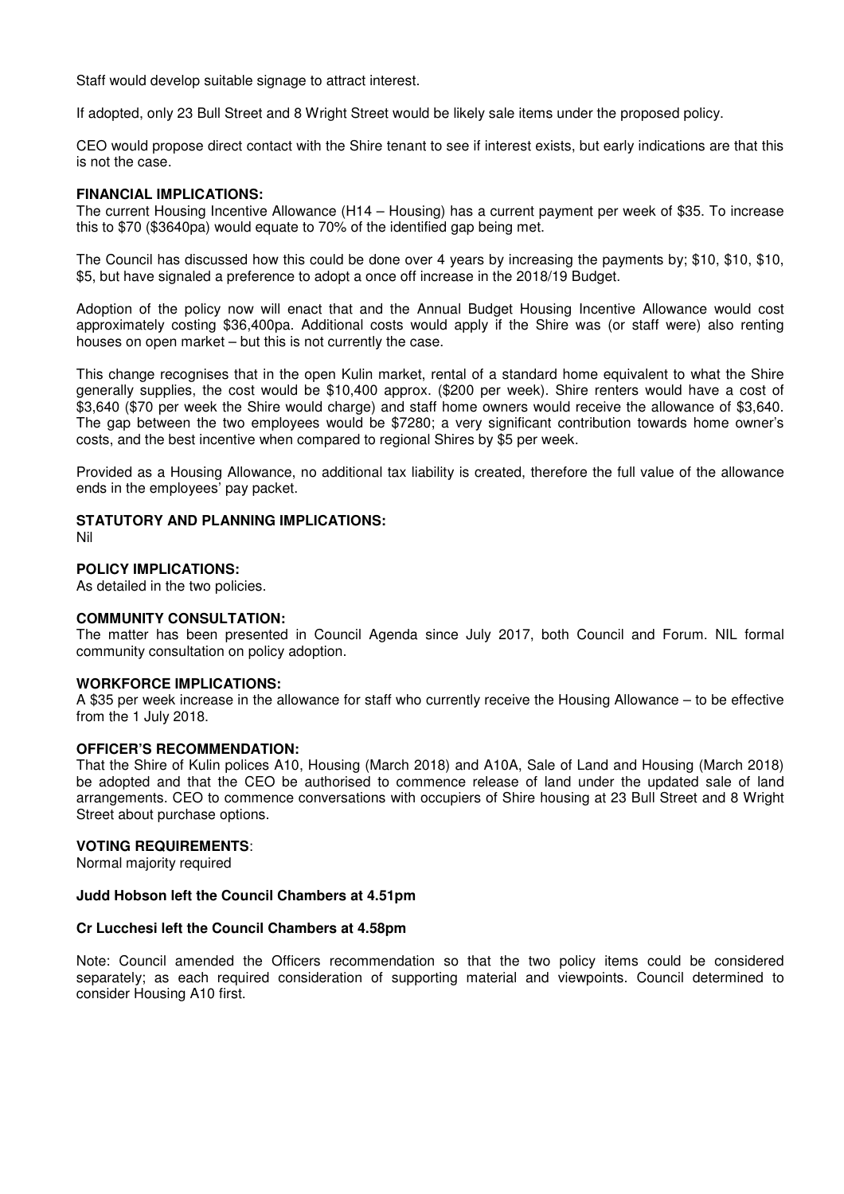Staff would develop suitable signage to attract interest.

If adopted, only 23 Bull Street and 8 Wright Street would be likely sale items under the proposed policy.

CEO would propose direct contact with the Shire tenant to see if interest exists, but early indications are that this is not the case.

**FINANCIAL IMPLICATIONS:**
The current Housing Incentive Allowance (H14 – Housing) has a current payment per week of $35. To increase this to $70 ($3640pa) would equate to 70% of the identified gap being met.

The Council has discussed how this could be done over 4 years by increasing the payments by; $10, $10, $10, $5, but have signaled a preference to adopt a once off increase in the 2018/19 Budget.

Adoption of the policy now will enact that and the Annual Budget Housing Incentive Allowance would cost approximately costing $36,400pa. Additional costs would apply if the Shire was (or staff were) also renting houses on open market – but this is not currently the case.

This change recognises that in the open Kulin market, rental of a standard home equivalent to what the Shire generally supplies, the cost would be $10,400 approx. ($200 per week). Shire renters would have a cost of $3,640 ($70 per week the Shire would charge) and staff home owners would receive the allowance of $3,640. The gap between the two employees would be $7280; a very significant contribution towards home owner's costs, and the best incentive when compared to regional Shires by $5 per week.

Provided as a Housing Allowance, no additional tax liability is created, therefore the full value of the allowance ends in the employees' pay packet.

**STATUTORY AND PLANNING IMPLICATIONS:**
Nil

**POLICY IMPLICATIONS:**
As detailed in the two policies.

**COMMUNITY CONSULTATION:**
The matter has been presented in Council Agenda since July 2017, both Council and Forum. NIL formal community consultation on policy adoption.

**WORKFORCE IMPLICATIONS:**
A $35 per week increase in the allowance for staff who currently receive the Housing Allowance – to be effective from the 1 July 2018.

**OFFICER'S RECOMMENDATION:**
That the Shire of Kulin polices A10, Housing (March 2018) and A10A, Sale of Land and Housing (March 2018) be adopted and that the CEO be authorised to commence release of land under the updated sale of land arrangements. CEO to commence conversations with occupiers of Shire housing at 23 Bull Street and 8 Wright Street about purchase options.

**VOTING REQUIREMENTS**:
Normal majority required

**Judd Hobson left the Council Chambers at 4.51pm**

**Cr Lucchesi left the Council Chambers at 4.58pm**

Note: Council amended the Officers recommendation so that the two policy items could be considered separately; as each required consideration of supporting material and viewpoints. Council determined to consider Housing A10 first.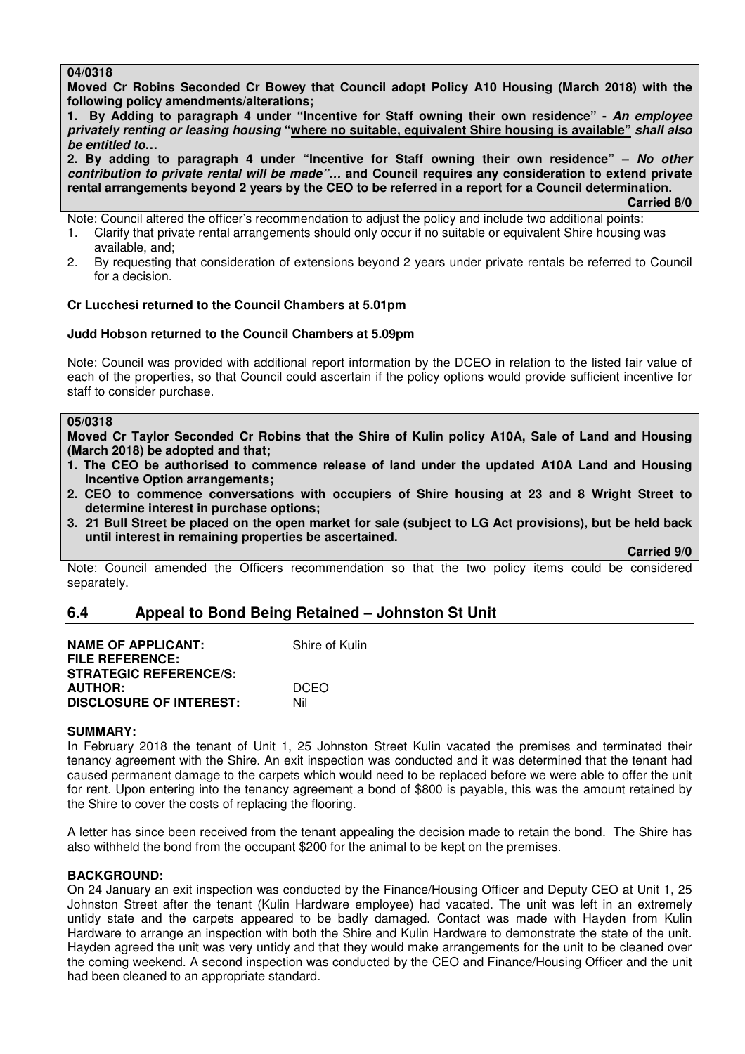**04/0318**

**Moved Cr Robins Seconded Cr Bowey that Council adopt Policy A10 Housing (March 2018) with the following policy amendments/alterations;**

**1. By Adding to paragraph 4 under "Incentive for Staff owning their own residence" - *An employee privately renting or leasing housing* "<u>where no suitable, equivalent Shire housing is available</u>" *shall also be entitled to…***

**2. By adding to paragraph 4 under "Incentive for Staff owning their own residence" – *No other contribution to private rental will be made"…* and Council requires any consideration to extend private rental arrangements beyond 2 years by the CEO to be referred in a report for a Council determination.**

**Carried 8/0**

Note: Council altered the officer's recommendation to adjust the policy and include two additional points:

1. Clarify that private rental arrangements should only occur if no suitable or equivalent Shire housing was available, and;
2. By requesting that consideration of extensions beyond 2 years under private rentals be referred to Council for a decision.

**Cr Lucchesi returned to the Council Chambers at 5.01pm**

**Judd Hobson returned to the Council Chambers at 5.09pm**

Note: Council was provided with additional report information by the DCEO in relation to the listed fair value of each of the properties, so that Council could ascertain if the policy options would provide sufficient incentive for staff to consider purchase.

**05/0318**

**Moved Cr Taylor Seconded Cr Robins that the Shire of Kulin policy A10A, Sale of Land and Housing (March 2018) be adopted and that;**

1. **The CEO be authorised to commence release of land under the updated A10A Land and Housing Incentive Option arrangements;**
2. **CEO to commence conversations with occupiers of Shire housing at 23 and 8 Wright Street to determine interest in purchase options;**
3. **21 Bull Street be placed on the open market for sale (subject to LG Act provisions), but be held back until interest in remaining properties be ascertained.**

**Carried 9/0**

Note: Council amended the Officers recommendation so that the two policy items could be considered separately.

## 6.4 Appeal to Bond Being Retained – Johnston St Unit

| | |
|---|---|
| **NAME OF APPLICANT:** | Shire of Kulin |
| **FILE REFERENCE:** | |
| **STRATEGIC REFERENCE/S:** | |
| **AUTHOR:** | DCEO |
| **DISCLOSURE OF INTEREST:** | Nil |

**SUMMARY:**

In February 2018 the tenant of Unit 1, 25 Johnston Street Kulin vacated the premises and terminated their tenancy agreement with the Shire. An exit inspection was conducted and it was determined that the tenant had caused permanent damage to the carpets which would need to be replaced before we were able to offer the unit for rent. Upon entering into the tenancy agreement a bond of $800 is payable, this was the amount retained by the Shire to cover the costs of replacing the flooring.

A letter has since been received from the tenant appealing the decision made to retain the bond. The Shire has also withheld the bond from the occupant $200 for the animal to be kept on the premises.

**BACKGROUND:**

On 24 January an exit inspection was conducted by the Finance/Housing Officer and Deputy CEO at Unit 1, 25 Johnston Street after the tenant (Kulin Hardware employee) had vacated. The unit was left in an extremely untidy state and the carpets appeared to be badly damaged. Contact was made with Hayden from Kulin Hardware to arrange an inspection with both the Shire and Kulin Hardware to demonstrate the state of the unit. Hayden agreed the unit was very untidy and that they would make arrangements for the unit to be cleaned over the coming weekend. A second inspection was conducted by the CEO and Finance/Housing Officer and the unit had been cleaned to an appropriate standard.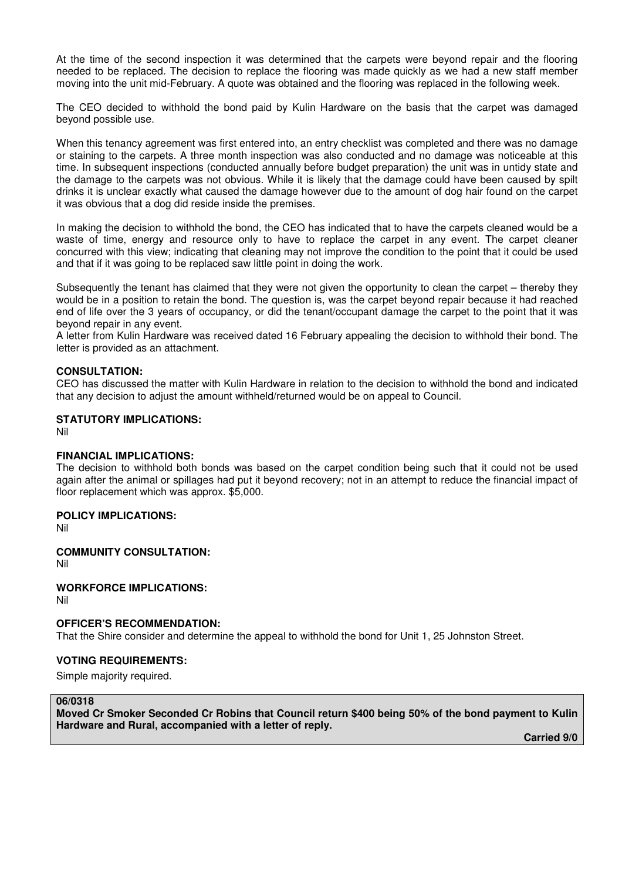At the time of the second inspection it was determined that the carpets were beyond repair and the flooring needed to be replaced. The decision to replace the flooring was made quickly as we had a new staff member moving into the unit mid-February. A quote was obtained and the flooring was replaced in the following week.

The CEO decided to withhold the bond paid by Kulin Hardware on the basis that the carpet was damaged beyond possible use.

When this tenancy agreement was first entered into, an entry checklist was completed and there was no damage or staining to the carpets. A three month inspection was also conducted and no damage was noticeable at this time. In subsequent inspections (conducted annually before budget preparation) the unit was in untidy state and the damage to the carpets was not obvious. While it is likely that the damage could have been caused by spilt drinks it is unclear exactly what caused the damage however due to the amount of dog hair found on the carpet it was obvious that a dog did reside inside the premises.

In making the decision to withhold the bond, the CEO has indicated that to have the carpets cleaned would be a waste of time, energy and resource only to have to replace the carpet in any event. The carpet cleaner concurred with this view; indicating that cleaning may not improve the condition to the point that it could be used and that if it was going to be replaced saw little point in doing the work.

Subsequently the tenant has claimed that they were not given the opportunity to clean the carpet – thereby they would be in a position to retain the bond. The question is, was the carpet beyond repair because it had reached end of life over the 3 years of occupancy, or did the tenant/occupant damage the carpet to the point that it was beyond repair in any event.

A letter from Kulin Hardware was received dated 16 February appealing the decision to withhold their bond. The letter is provided as an attachment.

**CONSULTATION:**

CEO has discussed the matter with Kulin Hardware in relation to the decision to withhold the bond and indicated that any decision to adjust the amount withheld/returned would be on appeal to Council.

**STATUTORY IMPLICATIONS:**

Nil

**FINANCIAL IMPLICATIONS:**

The decision to withhold both bonds was based on the carpet condition being such that it could not be used again after the animal or spillages had put it beyond recovery; not in an attempt to reduce the financial impact of floor replacement which was approx. $5,000.

**POLICY IMPLICATIONS:**

Nil

**COMMUNITY CONSULTATION:**

Nil

**WORKFORCE IMPLICATIONS:**

Nil

**OFFICER'S RECOMMENDATION:**

That the Shire consider and determine the appeal to withhold the bond for Unit 1, 25 Johnston Street.

**VOTING REQUIREMENTS:**

Simple majority required.

**06/0318**

**Moved Cr Smoker Seconded Cr Robins that Council return $400 being 50% of the bond payment to Kulin Hardware and Rural, accompanied with a letter of reply.**

**Carried 9/0**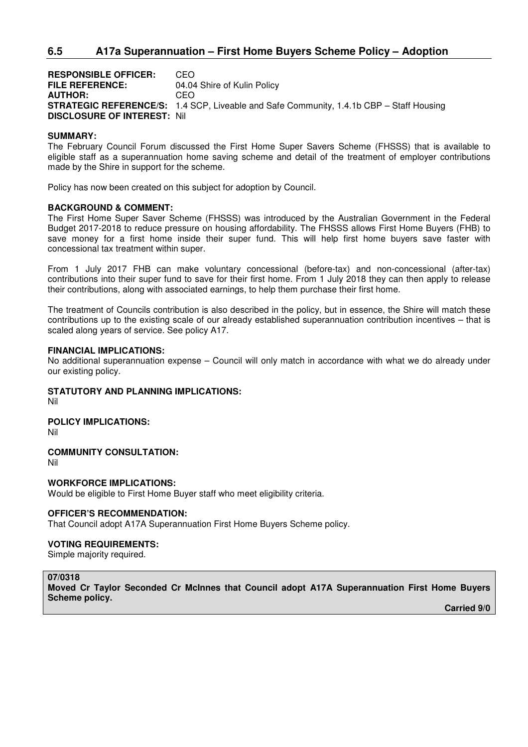## 6.5 A17a Superannuation – First Home Buyers Scheme Policy – Adoption

**RESPONSIBLE OFFICER:** CEO
**FILE REFERENCE:** 04.04 Shire of Kulin Policy
**AUTHOR:** CEO
**STRATEGIC REFERENCE/S:** 1.4 SCP, Liveable and Safe Community, 1.4.1b CBP – Staff Housing
**DISCLOSURE OF INTEREST:** Nil

**SUMMARY:**
The February Council Forum discussed the First Home Super Savers Scheme (FHSSS) that is available to eligible staff as a superannuation home saving scheme and detail of the treatment of employer contributions made by the Shire in support for the scheme.

Policy has now been created on this subject for adoption by Council.

**BACKGROUND & COMMENT:**
The First Home Super Saver Scheme (FHSSS) was introduced by the Australian Government in the Federal Budget 2017-2018 to reduce pressure on housing affordability. The FHSSS allows First Home Buyers (FHB) to save money for a first home inside their super fund. This will help first home buyers save faster with concessional tax treatment within super.

From 1 July 2017 FHB can make voluntary concessional (before-tax) and non-concessional (after-tax) contributions into their super fund to save for their first home. From 1 July 2018 they can then apply to release their contributions, along with associated earnings, to help them purchase their first home.

The treatment of Councils contribution is also described in the policy, but in essence, the Shire will match these contributions up to the existing scale of our already established superannuation contribution incentives – that is scaled along years of service. See policy A17.

**FINANCIAL IMPLICATIONS:**
No additional superannuation expense – Council will only match in accordance with what we do already under our existing policy.

**STATUTORY AND PLANNING IMPLICATIONS:**
Nil

**POLICY IMPLICATIONS:**
Nil

**COMMUNITY CONSULTATION:**
Nil

**WORKFORCE IMPLICATIONS:**
Would be eligible to First Home Buyer staff who meet eligibility criteria.

**OFFICER'S RECOMMENDATION:**
That Council adopt A17A Superannuation First Home Buyers Scheme policy.

**VOTING REQUIREMENTS:**
Simple majority required.

**07/0318**
**Moved Cr Taylor Seconded Cr McInnes that Council adopt A17A Superannuation First Home Buyers Scheme policy.**

**Carried 9/0**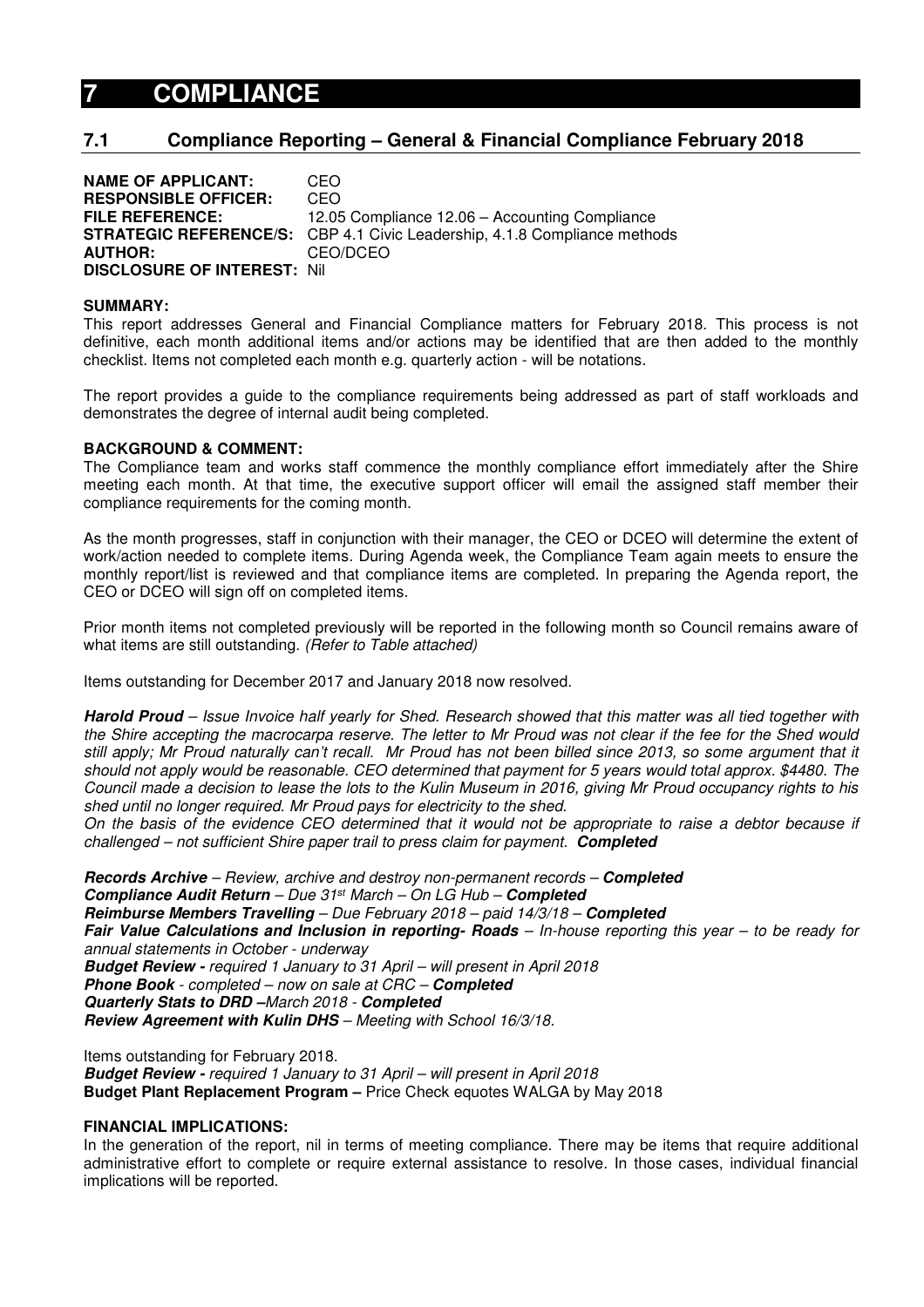# 7 COMPLIANCE

## 7.1 Compliance Reporting – General & Financial Compliance February 2018

**NAME OF APPLICANT:** CEO
**RESPONSIBLE OFFICER:** CEO
**FILE REFERENCE:** 12.05 Compliance 12.06 – Accounting Compliance
**STRATEGIC REFERENCE/S:** CBP 4.1 Civic Leadership, 4.1.8 Compliance methods
**AUTHOR:** CEO/DCEO
**DISCLOSURE OF INTEREST:** Nil

**SUMMARY:**

This report addresses General and Financial Compliance matters for February 2018. This process is not definitive, each month additional items and/or actions may be identified that are then added to the monthly checklist. Items not completed each month e.g. quarterly action - will be notations.

The report provides a guide to the compliance requirements being addressed as part of staff workloads and demonstrates the degree of internal audit being completed.

**BACKGROUND & COMMENT:**

The Compliance team and works staff commence the monthly compliance effort immediately after the Shire meeting each month. At that time, the executive support officer will email the assigned staff member their compliance requirements for the coming month.

As the month progresses, staff in conjunction with their manager, the CEO or DCEO will determine the extent of work/action needed to complete items. During Agenda week, the Compliance Team again meets to ensure the monthly report/list is reviewed and that compliance items are completed. In preparing the Agenda report, the CEO or DCEO will sign off on completed items.

Prior month items not completed previously will be reported in the following month so Council remains aware of what items are still outstanding. *(Refer to Table attached)*

Items outstanding for December 2017 and January 2018 now resolved.

***Harold Proud*** *– Issue Invoice half yearly for Shed. Research showed that this matter was all tied together with the Shire accepting the macrocarpa reserve. The letter to Mr Proud was not clear if the fee for the Shed would still apply; Mr Proud naturally can't recall. Mr Proud has not been billed since 2013, so some argument that it should not apply would be reasonable. CEO determined that payment for 5 years would total approx. $4480. The Council made a decision to lease the lots to the Kulin Museum in 2016, giving Mr Proud occupancy rights to his shed until no longer required. Mr Proud pays for electricity to the shed.*
*On the basis of the evidence CEO determined that it would not be appropriate to raise a debtor because if challenged – not sufficient Shire paper trail to press claim for payment.* ***Completed***

***Records Archive*** *– Review, archive and destroy non-permanent records –* ***Completed***
***Compliance Audit Return*** *– Due 31st March – On LG Hub –* ***Completed***
***Reimburse Members Travelling*** *– Due February 2018 – paid 14/3/18 –* ***Completed***
***Fair Value Calculations and Inclusion in reporting- Roads*** *– In-house reporting this year – to be ready for annual statements in October - underway*
***Budget Review -*** *required 1 January to 31 April – will present in April 2018*
***Phone Book*** *- completed – now on sale at CRC –* ***Completed***
***Quarterly Stats to DRD –****March 2018 -* ***Completed***
***Review Agreement with Kulin DHS*** *– Meeting with School 16/3/18.*

Items outstanding for February 2018.
***Budget Review -*** *required 1 January to 31 April – will present in April 2018*
**Budget Plant Replacement Program –** Price Check equotes WALGA by May 2018

**FINANCIAL IMPLICATIONS:**

In the generation of the report, nil in terms of meeting compliance. There may be items that require additional administrative effort to complete or require external assistance to resolve. In those cases, individual financial implications will be reported.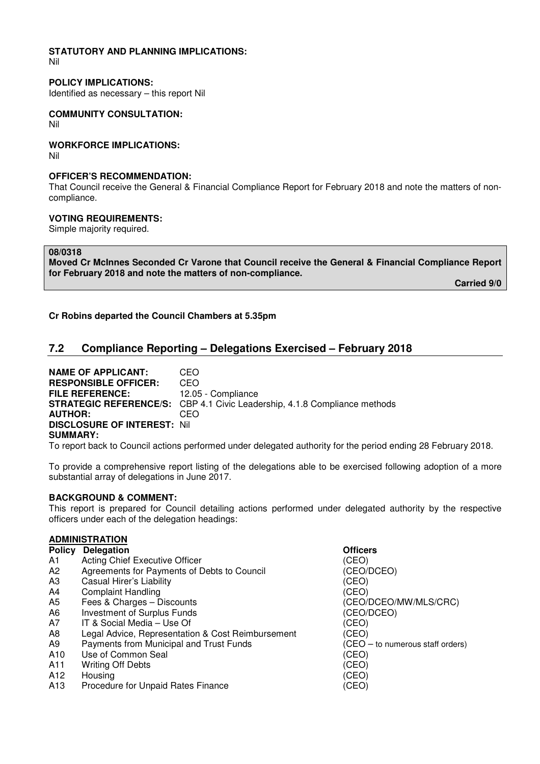**STATUTORY AND PLANNING IMPLICATIONS:**
Nil

**POLICY IMPLICATIONS:**
Identified as necessary – this report Nil

**COMMUNITY CONSULTATION:**
Nil

**WORKFORCE IMPLICATIONS:**
Nil

**OFFICER'S RECOMMENDATION:**
That Council receive the General & Financial Compliance Report for February 2018 and note the matters of non-compliance.

**VOTING REQUIREMENTS:**
Simple majority required.

**08/0318**
**Moved Cr McInnes Seconded Cr Varone that Council receive the General & Financial Compliance Report for February 2018 and note the matters of non-compliance.**

**Carried 9/0**

**Cr Robins departed the Council Chambers at 5.35pm**

## 7.2 Compliance Reporting – Delegations Exercised – February 2018

**NAME OF APPLICANT:** CEO
**RESPONSIBLE OFFICER:** CEO
**FILE REFERENCE:** 12.05 - Compliance
**STRATEGIC REFERENCE/S:** CBP 4.1 Civic Leadership, 4.1.8 Compliance methods
**AUTHOR:** CEO
**DISCLOSURE OF INTEREST:** Nil
**SUMMARY:**
To report back to Council actions performed under delegated authority for the period ending 28 February 2018.

To provide a comprehensive report listing of the delegations able to be exercised following adoption of a more substantial array of delegations in June 2017.

**BACKGROUND & COMMENT:**
This report is prepared for Council detailing actions performed under delegated authority by the respective officers under each of the delegation headings:

**ADMINISTRATION**

| Policy | Delegation | Officers |
|---|---|---|
| A1 | Acting Chief Executive Officer | (CEO) |
| A2 | Agreements for Payments of Debts to Council | (CEO/DCEO) |
| A3 | Casual Hirer's Liability | (CEO) |
| A4 | Complaint Handling | (CEO) |
| A5 | Fees & Charges – Discounts | (CEO/DCEO/MW/MLS/CRC) |
| A6 | Investment of Surplus Funds | (CEO/DCEO) |
| A7 | IT & Social Media – Use Of | (CEO) |
| A8 | Legal Advice, Representation & Cost Reimbursement | (CEO) |
| A9 | Payments from Municipal and Trust Funds | (CEO – to numerous staff orders) |
| A10 | Use of Common Seal | (CEO) |
| A11 | Writing Off Debts | (CEO) |
| A12 | Housing | (CEO) |
| A13 | Procedure for Unpaid Rates Finance | (CEO) |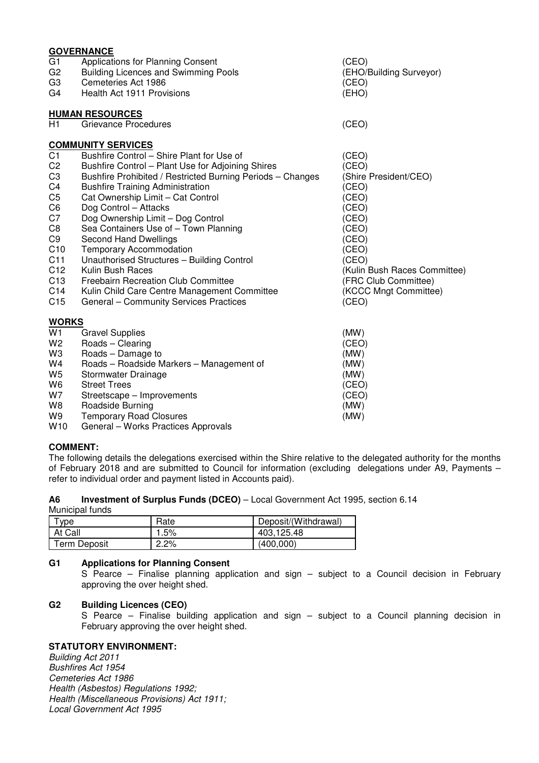**GOVERNANCE**

| | | |
|---|---|---|
| G1 | Applications for Planning Consent | (CEO) |
| G2 | Building Licences and Swimming Pools | (EHO/Building Surveyor) |
| G3 | Cemeteries Act 1986 | (CEO) |
| G4 | Health Act 1911 Provisions | (EHO) |

**HUMAN RESOURCES**

| | | |
|---|---|---|
| H1 | Grievance Procedures | (CEO) |

**COMMUNITY SERVICES**

| | | |
|---|---|---|
| C1 | Bushfire Control – Shire Plant for Use of | (CEO) |
| C2 | Bushfire Control – Plant Use for Adjoining Shires | (CEO) |
| C3 | Bushfire Prohibited / Restricted Burning Periods – Changes | (Shire President/CEO) |
| C4 | Bushfire Training Administration | (CEO) |
| C5 | Cat Ownership Limit – Cat Control | (CEO) |
| C6 | Dog Control – Attacks | (CEO) |
| C7 | Dog Ownership Limit – Dog Control | (CEO) |
| C8 | Sea Containers Use of – Town Planning | (CEO) |
| C9 | Second Hand Dwellings | (CEO) |
| C10 | Temporary Accommodation | (CEO) |
| C11 | Unauthorised Structures – Building Control | (CEO) |
| C12 | Kulin Bush Races | (Kulin Bush Races Committee) |
| C13 | Freebairn Recreation Club Committee | (FRC Club Committee) |
| C14 | Kulin Child Care Centre Management Committee | (KCCC Mngt Committee) |
| C15 | General – Community Services Practices | (CEO) |

**WORKS**

| | | |
|---|---|---|
| W1 | Gravel Supplies | (MW) |
| W2 | Roads – Clearing | (CEO) |
| W3 | Roads – Damage to | (MW) |
| W4 | Roads – Roadside Markers – Management of | (MW) |
| W5 | Stormwater Drainage | (MW) |
| W6 | Street Trees | (CEO) |
| W7 | Streetscape – Improvements | (CEO) |
| W8 | Roadside Burning | (MW) |
| W9 | Temporary Road Closures | (MW) |
| W10 | General – Works Practices Approvals | |

**COMMENT:**

The following details the delegations exercised within the Shire relative to the delegated authority for the months of February 2018 and are submitted to Council for information (excluding delegations under A9, Payments – refer to individual order and payment listed in Accounts paid).

**A6 Investment of Surplus Funds (DCEO)** – Local Government Act 1995, section 6.14

Municipal funds

| Type | Rate | Deposit/(Withdrawal) |
|---|---|---|
| At Call | 1.5% | 403,125.48 |
| Term Deposit | 2.2% | (400,000) |

**G1 Applications for Planning Consent**

S Pearce – Finalise planning application and sign – subject to a Council decision in February approving the over height shed.

**G2 Building Licences (CEO)**

S Pearce – Finalise building application and sign – subject to a Council planning decision in February approving the over height shed.

**STATUTORY ENVIRONMENT:**

*Building Act 2011*
*Bushfires Act 1954*
*Cemeteries Act 1986*
*Health (Asbestos) Regulations 1992;*
*Health (Miscellaneous Provisions) Act 1911;*
*Local Government Act 1995*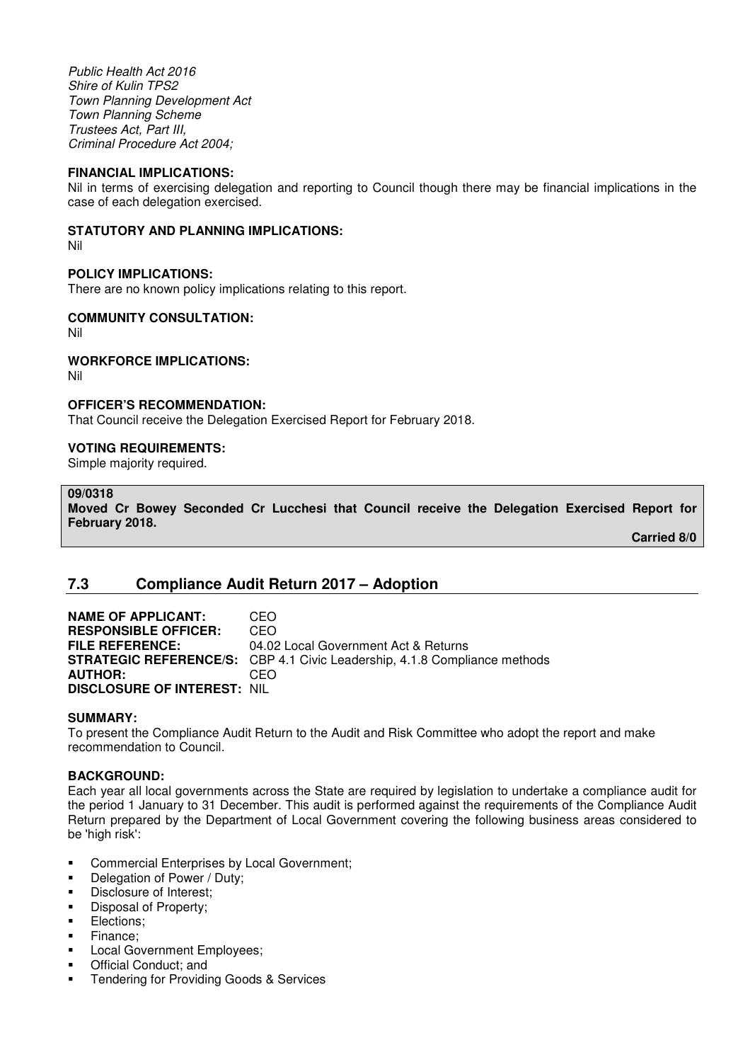*Public Health Act 2016*
*Shire of Kulin TPS2*
*Town Planning Development Act*
*Town Planning Scheme*
*Trustees Act, Part III,*
*Criminal Procedure Act 2004;*

**FINANCIAL IMPLICATIONS:**
Nil in terms of exercising delegation and reporting to Council though there may be financial implications in the case of each delegation exercised.

**STATUTORY AND PLANNING IMPLICATIONS:**
Nil

**POLICY IMPLICATIONS:**
There are no known policy implications relating to this report.

**COMMUNITY CONSULTATION:**
Nil

**WORKFORCE IMPLICATIONS:**
Nil

**OFFICER'S RECOMMENDATION:**
That Council receive the Delegation Exercised Report for February 2018.

**VOTING REQUIREMENTS:**
Simple majority required.

**09/0318**
**Moved Cr Bowey Seconded Cr Lucchesi that Council receive the Delegation Exercised Report for February 2018.**

**Carried 8/0**

## 7.3 Compliance Audit Return 2017 – Adoption

**NAME OF APPLICANT:** CEO
**RESPONSIBLE OFFICER:** CEO
**FILE REFERENCE:** 04.02 Local Government Act & Returns
**STRATEGIC REFERENCE/S:** CBP 4.1 Civic Leadership, 4.1.8 Compliance methods
**AUTHOR:** CEO
**DISCLOSURE OF INTEREST:** NIL

**SUMMARY:**
To present the Compliance Audit Return to the Audit and Risk Committee who adopt the report and make recommendation to Council.

**BACKGROUND:**
Each year all local governments across the State are required by legislation to undertake a compliance audit for the period 1 January to 31 December. This audit is performed against the requirements of the Compliance Audit Return prepared by the Department of Local Government covering the following business areas considered to be 'high risk':

- Commercial Enterprises by Local Government;
- Delegation of Power / Duty;
- Disclosure of Interest;
- Disposal of Property;
- Elections;
- Finance;
- Local Government Employees;
- Official Conduct; and
- Tendering for Providing Goods & Services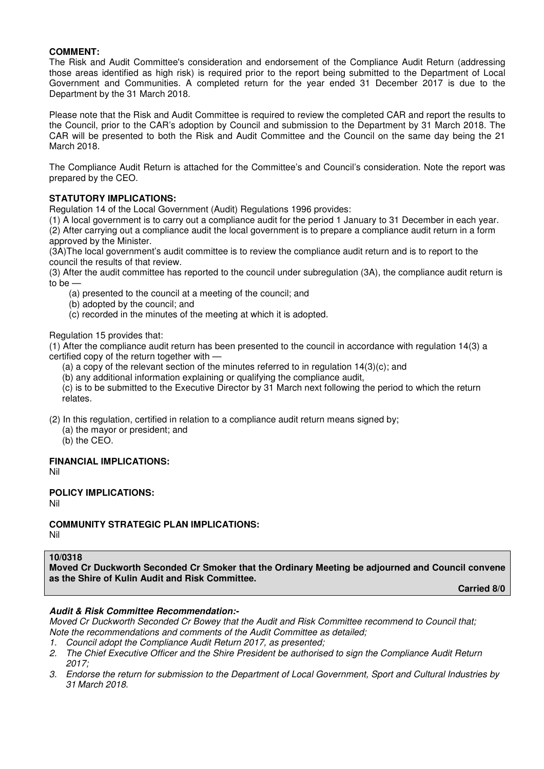**COMMENT:**

The Risk and Audit Committee's consideration and endorsement of the Compliance Audit Return (addressing those areas identified as high risk) is required prior to the report being submitted to the Department of Local Government and Communities. A completed return for the year ended 31 December 2017 is due to the Department by the 31 March 2018.

Please note that the Risk and Audit Committee is required to review the completed CAR and report the results to the Council, prior to the CAR's adoption by Council and submission to the Department by 31 March 2018. The CAR will be presented to both the Risk and Audit Committee and the Council on the same day being the 21 March 2018.

The Compliance Audit Return is attached for the Committee's and Council's consideration. Note the report was prepared by the CEO.

**STATUTORY IMPLICATIONS:**

Regulation 14 of the Local Government (Audit) Regulations 1996 provides:

(1) A local government is to carry out a compliance audit for the period 1 January to 31 December in each year.

(2) After carrying out a compliance audit the local government is to prepare a compliance audit return in a form approved by the Minister.

(3A)The local government's audit committee is to review the compliance audit return and is to report to the council the results of that review.

(3) After the audit committee has reported to the council under subregulation (3A), the compliance audit return is to be —

(a) presented to the council at a meeting of the council; and

(b) adopted by the council; and

(c) recorded in the minutes of the meeting at which it is adopted.

Regulation 15 provides that:

(1) After the compliance audit return has been presented to the council in accordance with regulation 14(3) a certified copy of the return together with —

(a) a copy of the relevant section of the minutes referred to in regulation 14(3)(c); and

(b) any additional information explaining or qualifying the compliance audit,

(c) is to be submitted to the Executive Director by 31 March next following the period to which the return relates.

(2) In this regulation, certified in relation to a compliance audit return means signed by;

(a) the mayor or president; and

(b) the CEO.

**FINANCIAL IMPLICATIONS:**

Nil

**POLICY IMPLICATIONS:**

Nil

**COMMUNITY STRATEGIC PLAN IMPLICATIONS:**

Nil

**10/0318**

**Moved Cr Duckworth Seconded Cr Smoker that the Ordinary Meeting be adjourned and Council convene as the Shire of Kulin Audit and Risk Committee.**

**Carried 8/0**

***Audit & Risk Committee Recommendation:-***

*Moved Cr Duckworth Seconded Cr Bowey that the Audit and Risk Committee recommend to Council that;*
*Note the recommendations and comments of the Audit Committee as detailed;*

1. *Council adopt the Compliance Audit Return 2017, as presented;*
2. *The Chief Executive Officer and the Shire President be authorised to sign the Compliance Audit Return 2017;*
3. *Endorse the return for submission to the Department of Local Government, Sport and Cultural Industries by 31 March 2018.*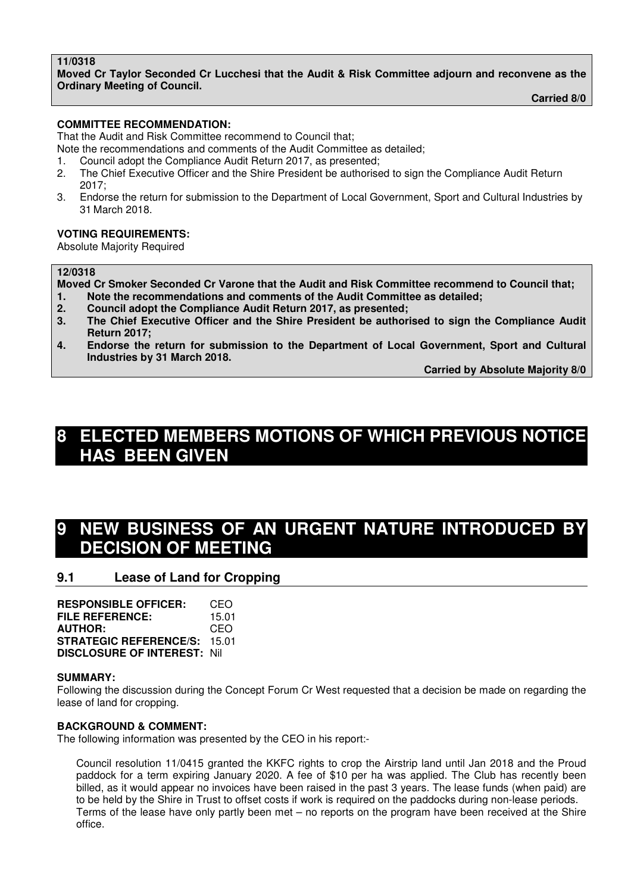**11/0318**
**Moved Cr Taylor Seconded Cr Lucchesi that the Audit & Risk Committee adjourn and reconvene as the Ordinary Meeting of Council.**

**Carried 8/0**

**COMMITTEE RECOMMENDATION:**

That the Audit and Risk Committee recommend to Council that;

Note the recommendations and comments of the Audit Committee as detailed;

1. Council adopt the Compliance Audit Return 2017, as presented;
2. The Chief Executive Officer and the Shire President be authorised to sign the Compliance Audit Return 2017;
3. Endorse the return for submission to the Department of Local Government, Sport and Cultural Industries by 31 March 2018.

**VOTING REQUIREMENTS:**

Absolute Majority Required

**12/0318**
**Moved Cr Smoker Seconded Cr Varone that the Audit and Risk Committee recommend to Council that;**

1. **Note the recommendations and comments of the Audit Committee as detailed;**
2. **Council adopt the Compliance Audit Return 2017, as presented;**
3. **The Chief Executive Officer and the Shire President be authorised to sign the Compliance Audit Return 2017;**
4. **Endorse the return for submission to the Department of Local Government, Sport and Cultural Industries by 31 March 2018.**

**Carried by Absolute Majority 8/0**

# 8 ELECTED MEMBERS MOTIONS OF WHICH PREVIOUS NOTICE HAS BEEN GIVEN

# 9 NEW BUSINESS OF AN URGENT NATURE INTRODUCED BY DECISION OF MEETING

## 9.1 Lease of Land for Cropping

**RESPONSIBLE OFFICER:** CEO
**FILE REFERENCE:** 15.01
**AUTHOR:** CEO
**STRATEGIC REFERENCE/S:** 15.01
**DISCLOSURE OF INTEREST:** Nil

**SUMMARY:**

Following the discussion during the Concept Forum Cr West requested that a decision be made on regarding the lease of land for cropping.

**BACKGROUND & COMMENT:**

The following information was presented by the CEO in his report:-

> Council resolution 11/0415 granted the KKFC rights to crop the Airstrip land until Jan 2018 and the Proud paddock for a term expiring January 2020. A fee of $10 per ha was applied. The Club has recently been billed, as it would appear no invoices have been raised in the past 3 years. The lease funds (when paid) are to be held by the Shire in Trust to offset costs if work is required on the paddocks during non-lease periods.
> Terms of the lease have only partly been met – no reports on the program have been received at the Shire office.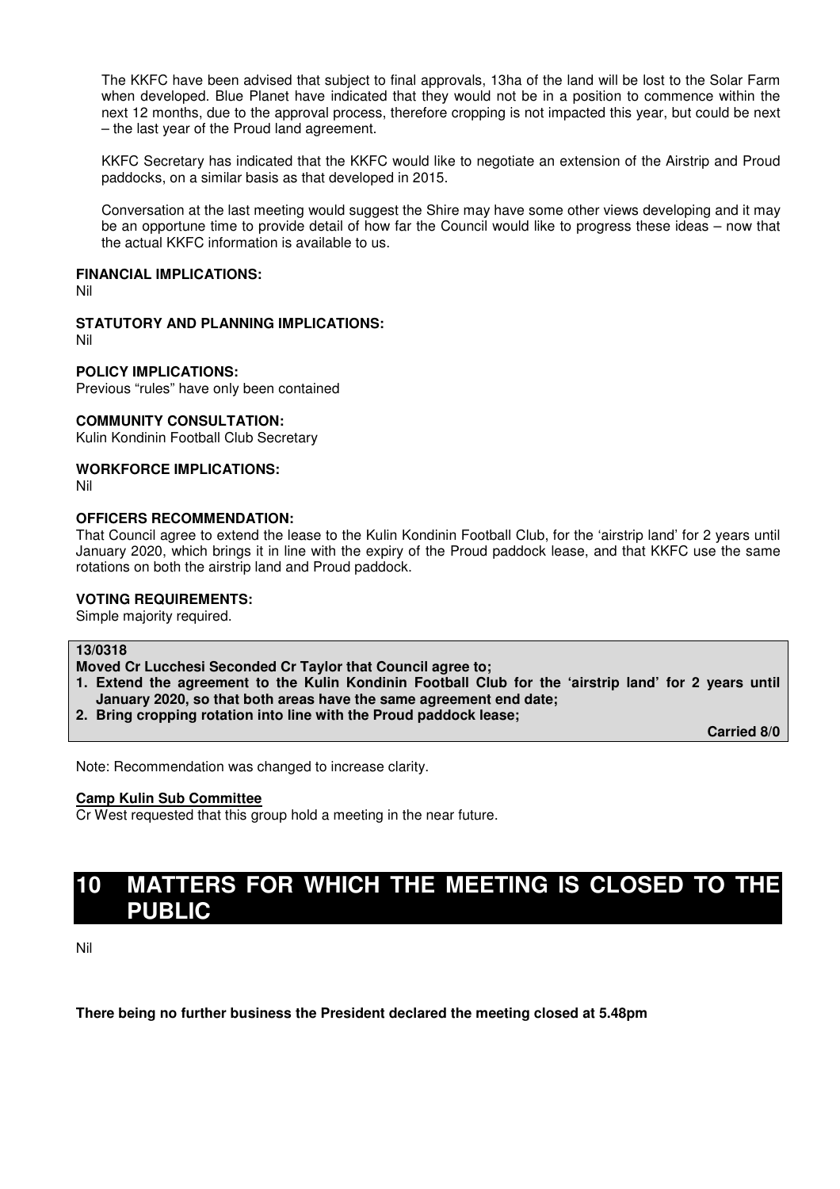The KKFC have been advised that subject to final approvals, 13ha of the land will be lost to the Solar Farm when developed. Blue Planet have indicated that they would not be in a position to commence within the next 12 months, due to the approval process, therefore cropping is not impacted this year, but could be next – the last year of the Proud land agreement.

KKFC Secretary has indicated that the KKFC would like to negotiate an extension of the Airstrip and Proud paddocks, on a similar basis as that developed in 2015.

Conversation at the last meeting would suggest the Shire may have some other views developing and it may be an opportune time to provide detail of how far the Council would like to progress these ideas – now that the actual KKFC information is available to us.

**FINANCIAL IMPLICATIONS:**
Nil

**STATUTORY AND PLANNING IMPLICATIONS:**
Nil

**POLICY IMPLICATIONS:**
Previous "rules" have only been contained

**COMMUNITY CONSULTATION:**
Kulin Kondinin Football Club Secretary

**WORKFORCE IMPLICATIONS:**
Nil

**OFFICERS RECOMMENDATION:**
That Council agree to extend the lease to the Kulin Kondinin Football Club, for the 'airstrip land' for 2 years until January 2020, which brings it in line with the expiry of the Proud paddock lease, and that KKFC use the same rotations on both the airstrip land and Proud paddock.

**VOTING REQUIREMENTS:**
Simple majority required.

**13/0318**
**Moved Cr Lucchesi Seconded Cr Taylor that Council agree to;**
1. **Extend the agreement to the Kulin Kondinin Football Club for the 'airstrip land' for 2 years until January 2020, so that both areas have the same agreement end date;**
2. **Bring cropping rotation into line with the Proud paddock lease;**

**Carried 8/0**

Note: Recommendation was changed to increase clarity.

**Camp Kulin Sub Committee**
Cr West requested that this group hold a meeting in the near future.

# 10 MATTERS FOR WHICH THE MEETING IS CLOSED TO THE PUBLIC

Nil

**There being no further business the President declared the meeting closed at 5.48pm**